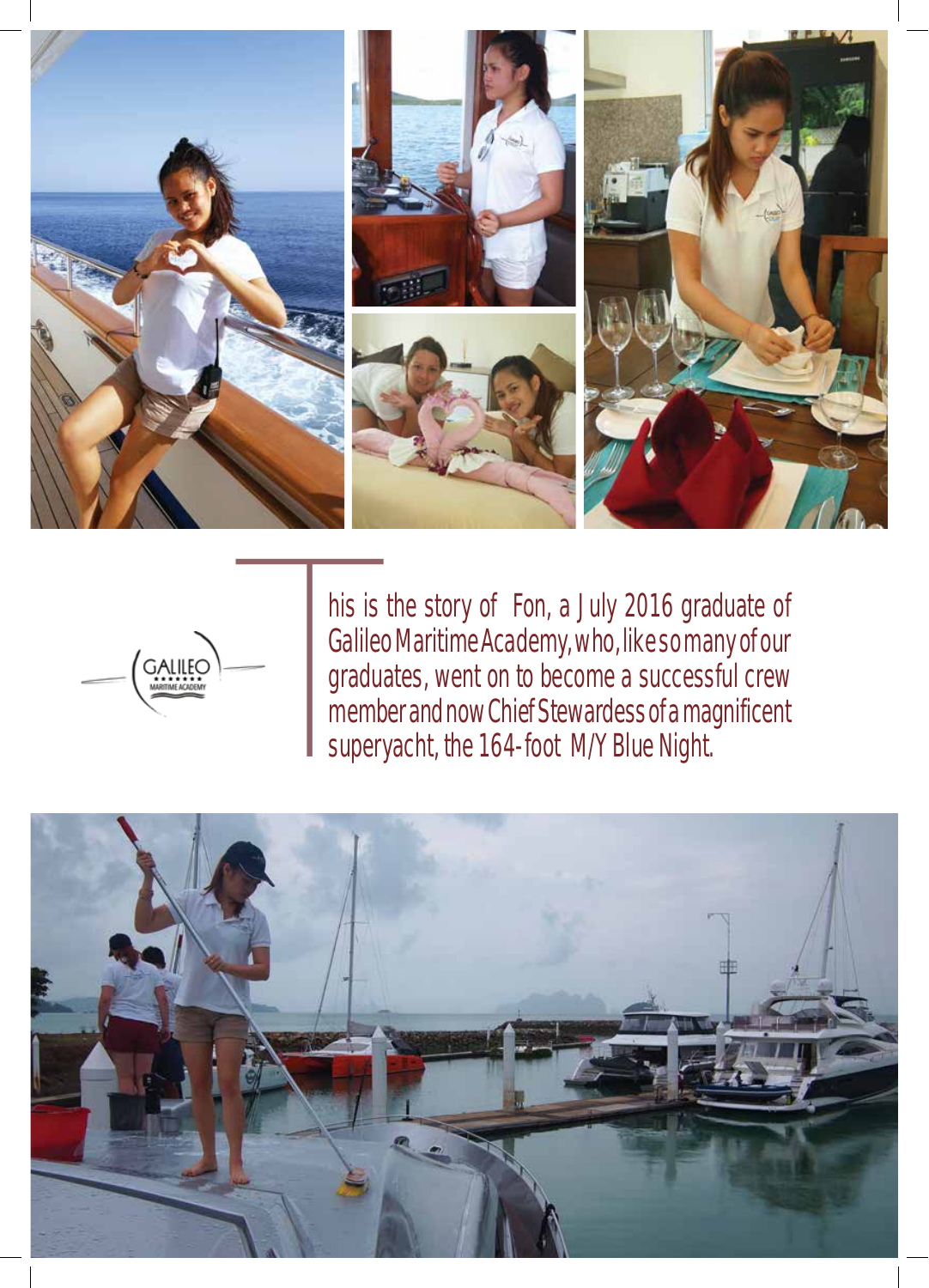GALILEO
MARITIME ACADEMY

This is the story of Fon, a July 2016 graduate of Galileo Maritime Academy, who, like so many of our graduates, went on to become a successful crew member and now Chief Stewardess of a magnificent superyacht, the 164-foot M/Y Blue Night.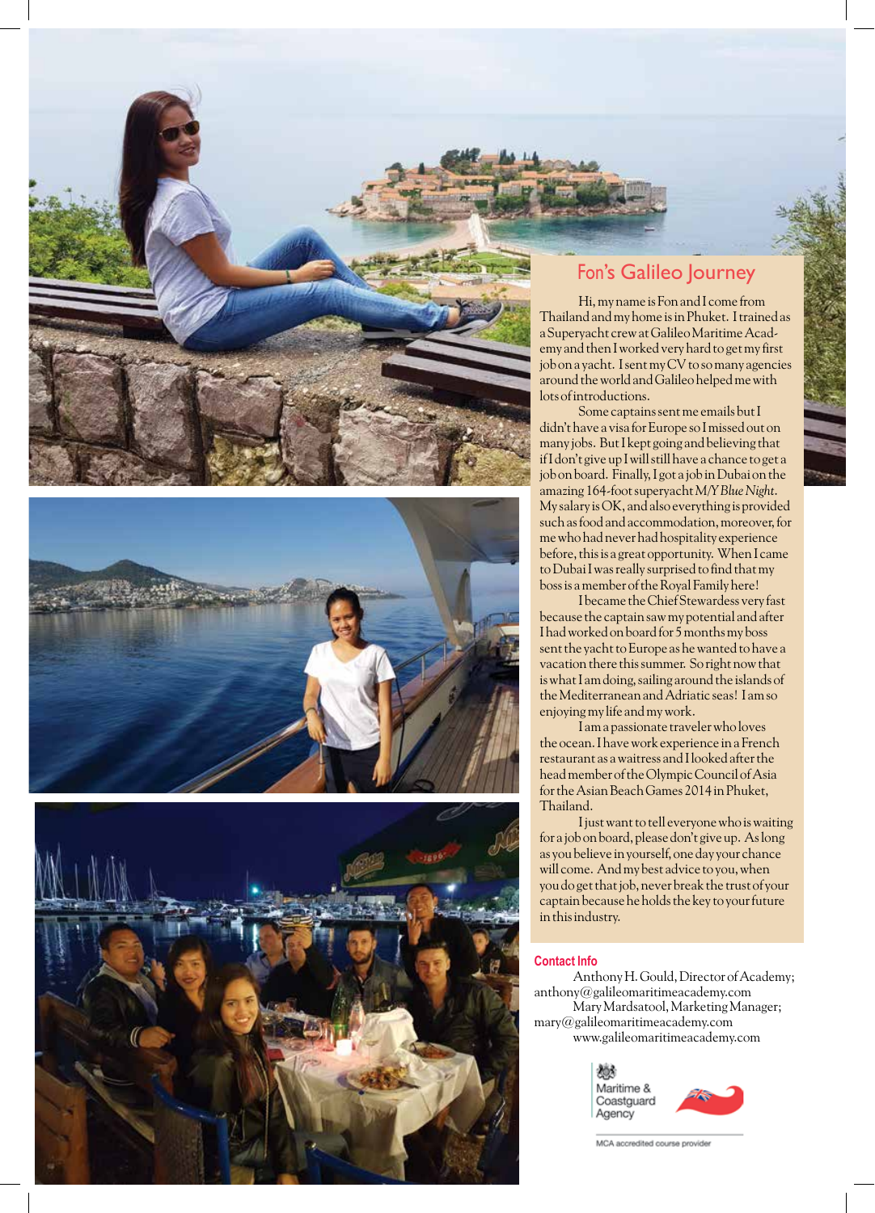## Fon's Galileo Journey

Hi, my name is Fon and I come from Thailand and my home is in Phuket. I trained as a Superyacht crew at Galileo Maritime Academy and then I worked very hard to get my first job on a yacht. I sent my CV to so many agencies around the world and Galileo helped me with lots of introductions.

Some captains sent me emails but I didn't have a visa for Europe so I missed out on many jobs. But I kept going and believing that if I don't give up I will still have a chance to get a job on board. Finally, I got a job in Dubai on the amazing 164-foot superyacht *M/Y Blue Night*. My salary is OK, and also everything is provided such as food and accommodation, moreover, for me who had never had hospitality experience before, this is a great opportunity. When I came to Dubai I was really surprised to find that my boss is a member of the Royal Family here!

I became the Chief Stewardess very fast because the captain saw my potential and after I had worked on board for 5 months my boss sent the yacht to Europe as he wanted to have a vacation there this summer. So right now that is what I am doing, sailing around the islands of the Mediterranean and Adriatic seas! I am so enjoying my life and my work.

I am a passionate traveler who loves the ocean. I have work experience in a French restaurant as a waitress and I looked after the head member of the Olympic Council of Asia for the Asian Beach Games 2014 in Phuket, Thailand.

I just want to tell everyone who is waiting for a job on board, please don't give up. As long as you believe in yourself, one day your chance will come. And my best advice to you, when you do get that job, never break the trust of your captain because he holds the key to your future in this industry.

**Contact Info**

Anthony H. Gould, Director of Academy; anthony@galileomaritimeacademy.com

Mary Mardsatool, Marketing Manager; mary@galileomaritimeacademy.com

www.galileomaritimeacademy.com

Maritime & Coastguard Agency

MCA accredited course provider